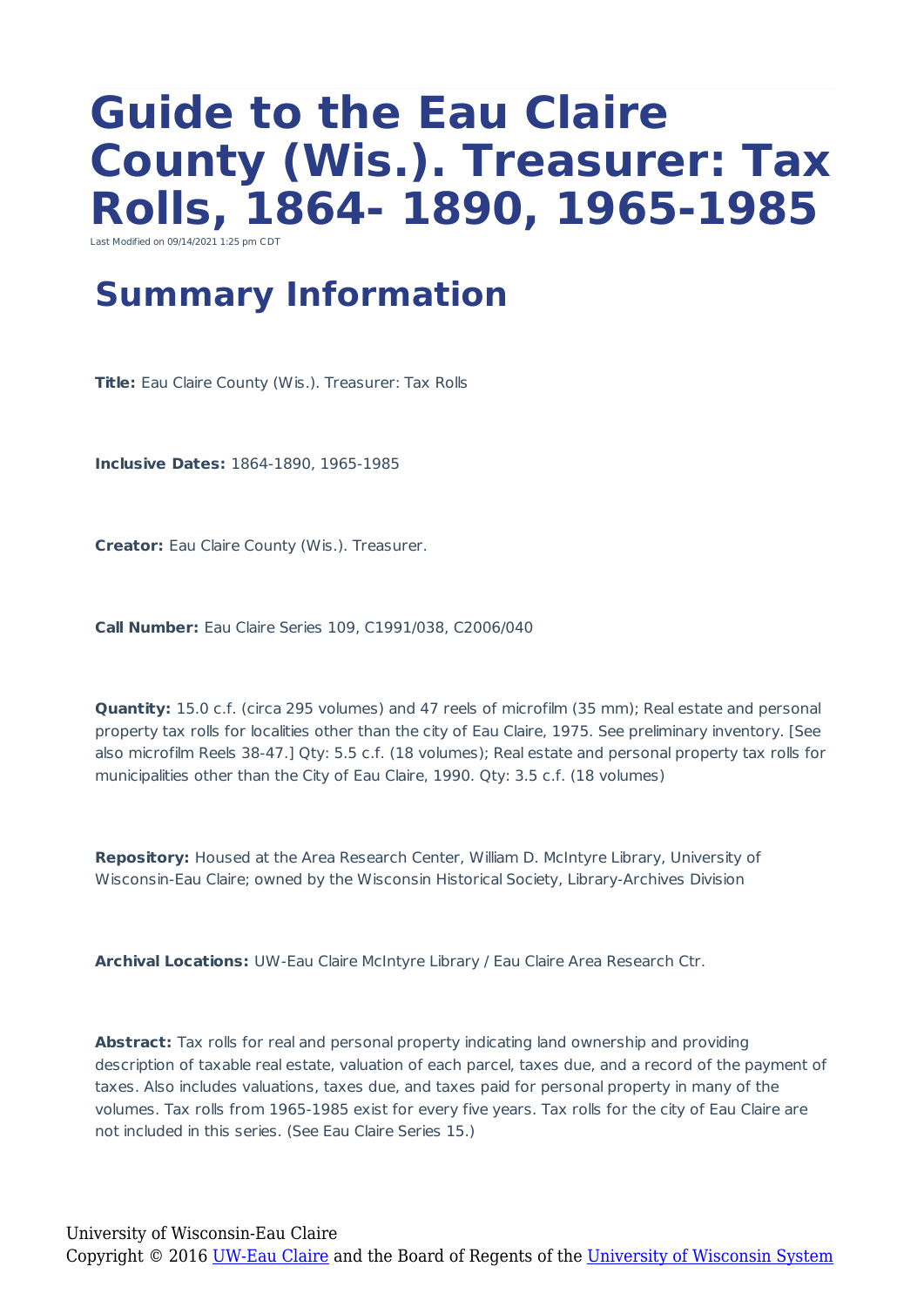# Guide to the Eau Claire County (Wis.). Treasurer: Tax Rolls, 1864- 1890, 1965-1985

Last Modified on 09/14/2021 1:25 pm CDT

## Summary Information

**Title:** Eau Claire County (Wis.). Treasurer: Tax Rolls

**Inclusive Dates:** 1864-1890, 1965-1985

**Creator:** Eau Claire County (Wis.). Treasurer.

**Call Number:** Eau Claire Series 109, C1991/038, C2006/040

**Quantity:** 15.0 c.f. (circa 295 volumes) and 47 reels of microfilm (35 mm); Real estate and personal property tax rolls for localities other than the city of Eau Claire, 1975. See preliminary inventory. [See also microfilm Reels 38-47.] Qty: 5.5 c.f. (18 volumes); Real estate and personal property tax rolls for municipalities other than the City of Eau Claire, 1990. Qty: 3.5 c.f. (18 volumes)

**Repository:** Housed at the Area Research Center, William D. McIntyre Library, University of Wisconsin-Eau Claire; owned by the Wisconsin Historical Society, Library-Archives Division

**Archival Locations:** UW-Eau Claire McIntyre Library / Eau Claire Area Research Ctr.

**Abstract:** Tax rolls for real and personal property indicating land ownership and providing description of taxable real estate, valuation of each parcel, taxes due, and a record of the payment of taxes. Also includes valuations, taxes due, and taxes paid for personal property in many of the volumes. Tax rolls from 1965-1985 exist for every five years. Tax rolls for the city of Eau Claire are not included in this series. (See Eau Claire Series 15.)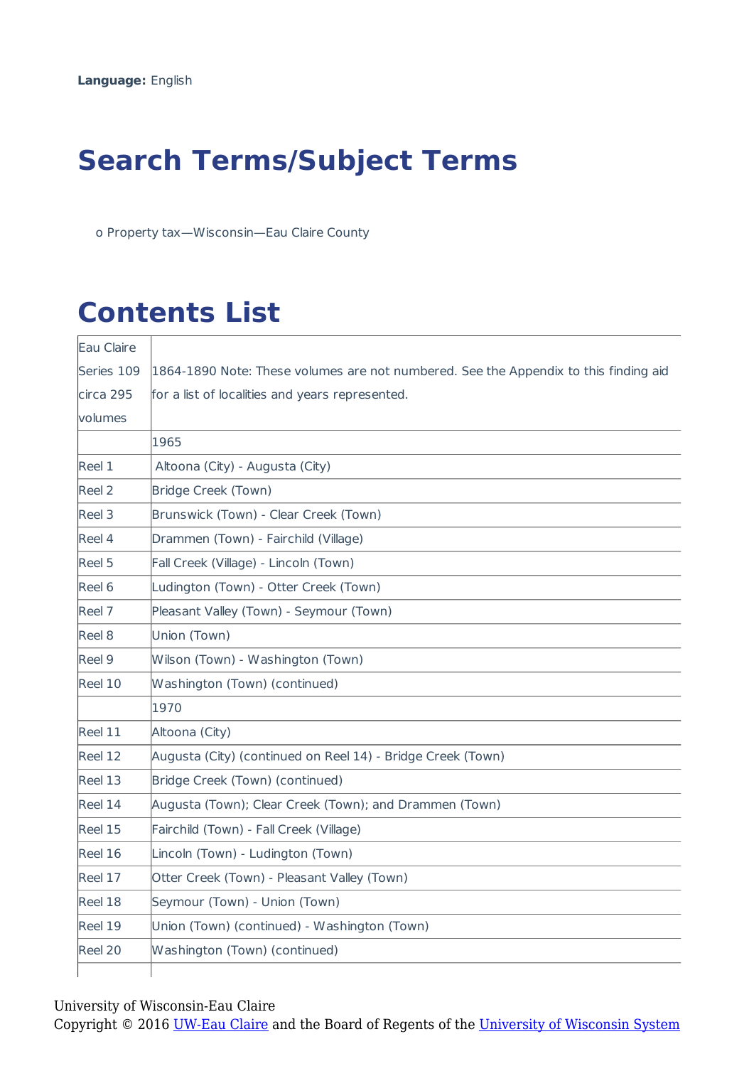**Language:** English

# Search Terms/Subject Terms

- Property tax—Wisconsin—Eau Claire County

# Contents List

| | |
|---|---|
| Eau Claire Series 109 circa 295 volumes | 1864-1890 Note: These volumes are not numbered. See the Appendix to this finding aid for a list of localities and years represented. |
| | 1965 |
| Reel 1 | Altoona (City) - Augusta (City) |
| Reel 2 | Bridge Creek (Town) |
| Reel 3 | Brunswick (Town) - Clear Creek (Town) |
| Reel 4 | Drammen (Town) - Fairchild (Village) |
| Reel 5 | Fall Creek (Village) - Lincoln (Town) |
| Reel 6 | Ludington (Town) - Otter Creek (Town) |
| Reel 7 | Pleasant Valley (Town) - Seymour (Town) |
| Reel 8 | Union (Town) |
| Reel 9 | Wilson (Town) - Washington (Town) |
| Reel 10 | Washington (Town) (continued) |
| | 1970 |
| Reel 11 | Altoona (City) |
| Reel 12 | Augusta (City) (continued on Reel 14) - Bridge Creek (Town) |
| Reel 13 | Bridge Creek (Town) (continued) |
| Reel 14 | Augusta (Town); Clear Creek (Town); and Drammen (Town) |
| Reel 15 | Fairchild (Town) - Fall Creek (Village) |
| Reel 16 | Lincoln (Town) - Ludington (Town) |
| Reel 17 | Otter Creek (Town) - Pleasant Valley (Town) |
| Reel 18 | Seymour (Town) - Union (Town) |
| Reel 19 | Union (Town) (continued) - Washington (Town) |
| Reel 20 | Washington (Town) (continued) |
| | |

University of Wisconsin-Eau Claire
Copyright © 2016 UW-Eau Claire and the Board of Regents of the University of Wisconsin System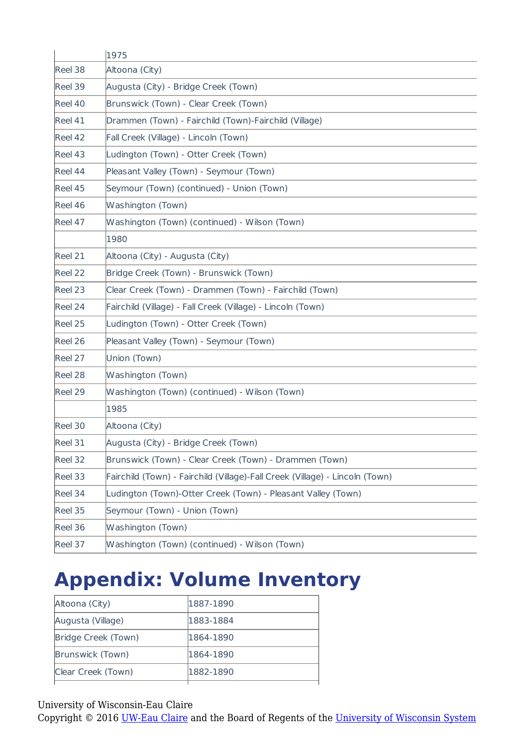| | 1975 |
|---|---|
| Reel 38 | Altoona (City) |
| Reel 39 | Augusta (City) - Bridge Creek (Town) |
| Reel 40 | Brunswick (Town) - Clear Creek (Town) |
| Reel 41 | Drammen (Town) - Fairchild (Town)-Fairchild (Village) |
| Reel 42 | Fall Creek (Village) - Lincoln (Town) |
| Reel 43 | Ludington (Town) - Otter Creek (Town) |
| Reel 44 | Pleasant Valley (Town) - Seymour (Town) |
| Reel 45 | Seymour (Town) (continued) - Union (Town) |
| Reel 46 | Washington (Town) |
| Reel 47 | Washington (Town) (continued) - Wilson (Town) |
| | 1980 |
| Reel 21 | Altoona (City) - Augusta (City) |
| Reel 22 | Bridge Creek (Town) - Brunswick (Town) |
| Reel 23 | Clear Creek (Town) - Drammen (Town) - Fairchild (Town) |
| Reel 24 | Fairchild (Village) - Fall Creek (Village) - Lincoln (Town) |
| Reel 25 | Ludington (Town) - Otter Creek (Town) |
| Reel 26 | Pleasant Valley (Town) - Seymour (Town) |
| Reel 27 | Union (Town) |
| Reel 28 | Washington (Town) |
| Reel 29 | Washington (Town) (continued) - Wilson (Town) |
| | 1985 |
| Reel 30 | Altoona (City) |
| Reel 31 | Augusta (City) - Bridge Creek (Town) |
| Reel 32 | Brunswick (Town) - Clear Creek (Town) - Drammen (Town) |
| Reel 33 | Fairchild (Town) - Fairchild (Village)-Fall Creek (Village) - Lincoln (Town) |
| Reel 34 | Ludington (Town)-Otter Creek (Town) - Pleasant Valley (Town) |
| Reel 35 | Seymour (Town) - Union (Town) |
| Reel 36 | Washington (Town) |
| Reel 37 | Washington (Town) (continued) - Wilson (Town) |

# Appendix: Volume Inventory

| | |
|---|---|
| Altoona (City) | 1887-1890 |
| Augusta (Village) | 1883-1884 |
| Bridge Creek (Town) | 1864-1890 |
| Brunswick (Town) | 1864-1890 |
| Clear Creek (Town) | 1882-1890 |

University of Wisconsin-Eau Claire
Copyright © 2016 UW-Eau Claire and the Board of Regents of the University of Wisconsin System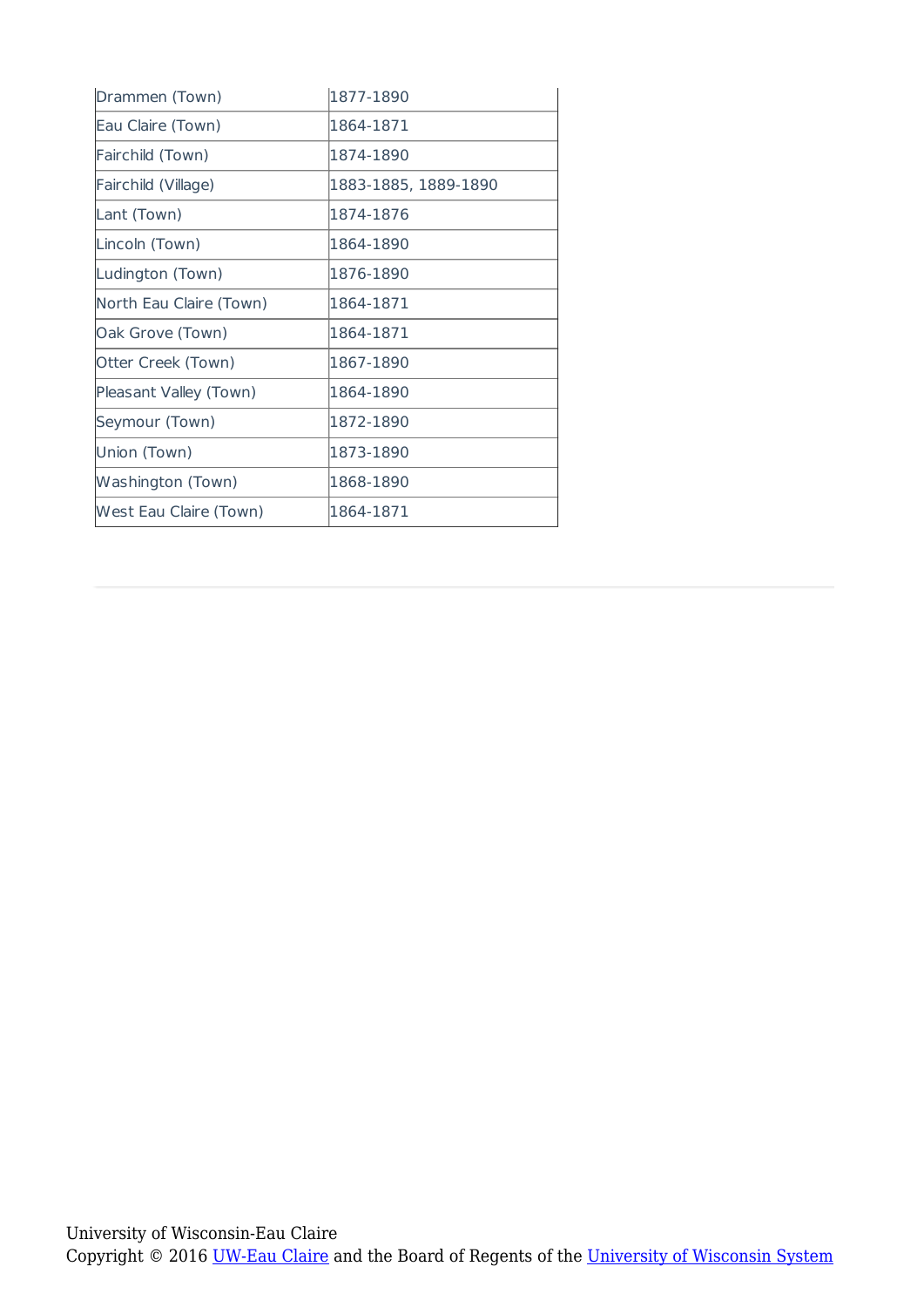| | |
|---|---|
| Drammen (Town) | 1877-1890 |
| Eau Claire (Town) | 1864-1871 |
| Fairchild (Town) | 1874-1890 |
| Fairchild (Village) | 1883-1885, 1889-1890 |
| Lant (Town) | 1874-1876 |
| Lincoln (Town) | 1864-1890 |
| Ludington (Town) | 1876-1890 |
| North Eau Claire (Town) | 1864-1871 |
| Oak Grove (Town) | 1864-1871 |
| Otter Creek (Town) | 1867-1890 |
| Pleasant Valley (Town) | 1864-1890 |
| Seymour (Town) | 1872-1890 |
| Union (Town) | 1873-1890 |
| Washington (Town) | 1868-1890 |
| West Eau Claire (Town) | 1864-1871 |

---

University of Wisconsin-Eau Claire
Copyright © 2016 UW-Eau Claire and the Board of Regents of the University of Wisconsin System